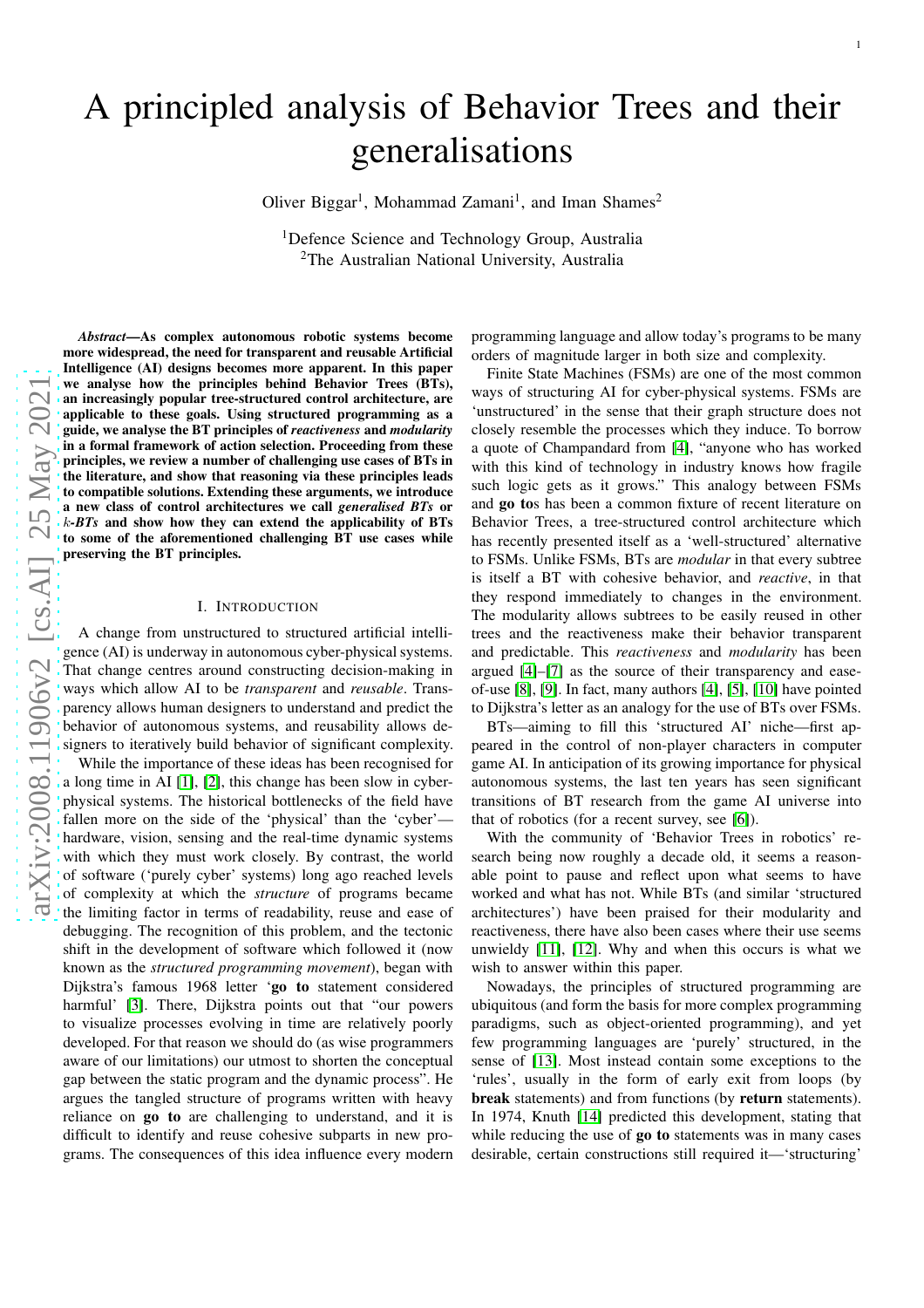# A principled analysis of Behavior Trees and their generalisations

Oliver Biggar[1], Mohammad Zamani[1], and Iman Shames[2]

[1]Defence Science and Technology Group, Australia
[2]The Australian National University, Australia

***Abstract*—As complex autonomous robotic systems become more widespread, the need for transparent and reusable Artificial Intelligence (AI) designs becomes more apparent. In this paper we analyse how the principles behind Behavior Trees (BTs), an increasingly popular tree-structured control architecture, are applicable to these goals. Using structured programming as a guide, we analyse the BT principles of *reactiveness* and *modularity* in a formal framework of action selection. Proceeding from these principles, we review a number of challenging use cases of BTs in the literature, and show that reasoning via these principles leads to compatible solutions. Extending these arguments, we introduce a new class of control architectures we call *generalised BTs* or $k$-*BTs* and show how they can extend the applicability of BTs to some of the aforementioned challenging BT use cases while preserving the BT principles.**

## I. Introduction

A change from unstructured to structured artificial intelligence (AI) is underway in autonomous cyber-physical systems. That change centres around constructing decision-making in ways which allow AI to be *transparent* and *reusable*. Transparency allows human designers to understand and predict the behavior of autonomous systems, and reusability allows designers to iteratively build behavior of significant complexity.

While the importance of these ideas has been recognised for a long time in AI [1], [2], this change has been slow in cyber-physical systems. The historical bottlenecks of the field have fallen more on the side of the 'physical' than the 'cyber'—hardware, vision, sensing and the real-time dynamic systems with which they must work closely. By contrast, the world of software ('purely cyber' systems) long ago reached levels of complexity at which the *structure* of programs became the limiting factor in terms of readability, reuse and ease of debugging. The recognition of this problem, and the tectonic shift in the development of software which followed it (now known as the *structured programming movement*), began with Dijkstra's famous 1968 letter '**go to** statement considered harmful' [3]. There, Dijkstra points out that "our powers to visualize processes evolving in time are relatively poorly developed. For that reason we should do (as wise programmers aware of our limitations) our utmost to shorten the conceptual gap between the static program and the dynamic process". He argues the tangled structure of programs written with heavy reliance on **go to** are challenging to understand, and it is difficult to identify and reuse cohesive subparts in new programs. The consequences of this idea influence every modern programming language and allow today's programs to be many orders of magnitude larger in both size and complexity.

Finite State Machines (FSMs) are one of the most common ways of structuring AI for cyber-physical systems. FSMs are 'unstructured' in the sense that their graph structure does not closely resemble the processes which they induce. To borrow a quote of Champandard from [4], "anyone who has worked with this kind of technology in industry knows how fragile such logic gets as it grows." This analogy between FSMs and **go to**s has been a common fixture of recent literature on Behavior Trees, a tree-structured control architecture which has recently presented itself as a 'well-structured' alternative to FSMs. Unlike FSMs, BTs are *modular* in that every subtree is itself a BT with cohesive behavior, and *reactive*, in that they respond immediately to changes in the environment. The modularity allows subtrees to be easily reused in other trees and the reactiveness make their behavior transparent and predictable. This *reactiveness* and *modularity* has been argued [4]–[7] as the source of their transparency and ease-of-use [8], [9]. In fact, many authors [4], [5], [10] have pointed to Dijkstra's letter as an analogy for the use of BTs over FSMs.

BTs—aiming to fill this 'structured AI' niche—first appeared in the control of non-player characters in computer game AI. In anticipation of its growing importance for physical autonomous systems, the last ten years has seen significant transitions of BT research from the game AI universe into that of robotics (for a recent survey, see [6]).

With the community of 'Behavior Trees in robotics' research being now roughly a decade old, it seems a reasonable point to pause and reflect upon what seems to have worked and what has not. While BTs (and similar 'structured architectures') have been praised for their modularity and reactiveness, there have also been cases where their use seems unwieldy [11], [12]. Why and when this occurs is what we wish to answer within this paper.

Nowadays, the principles of structured programming are ubiquitous (and form the basis for more complex programming paradigms, such as object-oriented programming), and yet few programming languages are 'purely' structured, in the sense of [13]. Most instead contain some exceptions to the 'rules', usually in the form of early exit from loops (by **break** statements) and from functions (by **return** statements). In 1974, Knuth [14] predicted this development, stating that while reducing the use of **go to** statements was in many cases desirable, certain constructions still required it—'structuring'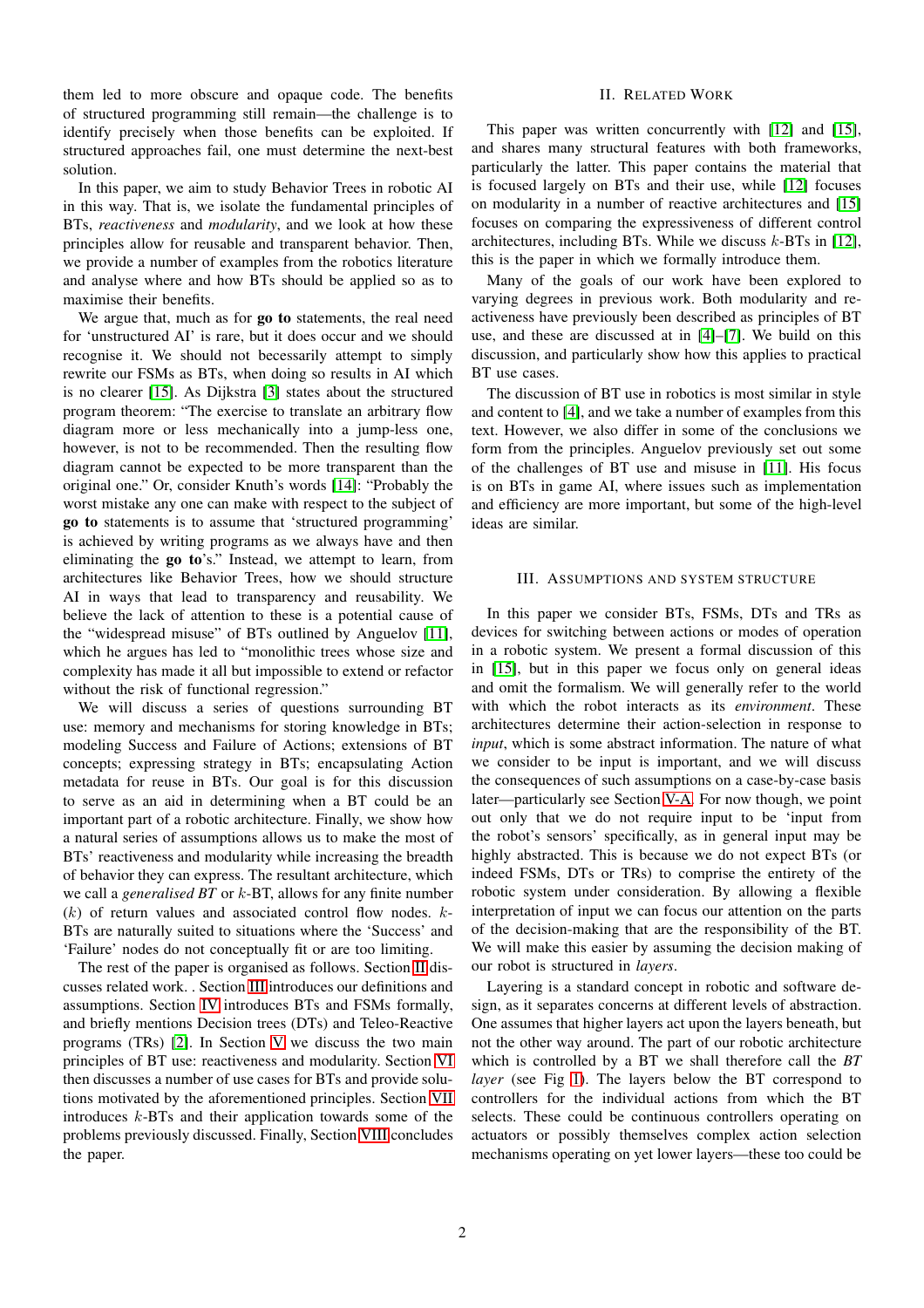them led to more obscure and opaque code. The benefits of structured programming still remain—the challenge is to identify precisely when those benefits can be exploited. If structured approaches fail, one must determine the next-best solution.

In this paper, we aim to study Behavior Trees in robotic AI in this way. That is, we isolate the fundamental principles of BTs, *reactiveness* and *modularity*, and we look at how these principles allow for reusable and transparent behavior. Then, we provide a number of examples from the robotics literature and analyse where and how BTs should be applied so as to maximise their benefits.

We argue that, much as for **go to** statements, the real need for 'unstructured AI' is rare, but it does occur and we should recognise it. We should not becessarily attempt to simply rewrite our FSMs as BTs, when doing so results in AI which is no clearer [15]. As Dijkstra [3] states about the structured program theorem: "The exercise to translate an arbitrary flow diagram more or less mechanically into a jump-less one, however, is not to be recommended. Then the resulting flow diagram cannot be expected to be more transparent than the original one." Or, consider Knuth's words [14]: "Probably the worst mistake any one can make with respect to the subject of **go to** statements is to assume that 'structured programming' is achieved by writing programs as we always have and then eliminating the **go to**'s." Instead, we attempt to learn, from architectures like Behavior Trees, how we should structure AI in ways that lead to transparency and reusability. We believe the lack of attention to these is a potential cause of the "widespread misuse" of BTs outlined by Anguelov [11], which he argues has led to "monolithic trees whose size and complexity has made it all but impossible to extend or refactor without the risk of functional regression."

We will discuss a series of questions surrounding BT use: memory and mechanisms for storing knowledge in BTs; modeling Success and Failure of Actions; extensions of BT concepts; expressing strategy in BTs; encapsulating Action metadata for reuse in BTs. Our goal is for this discussion to serve as an aid in determining when a BT could be an important part of a robotic architecture. Finally, we show how a natural series of assumptions allows us to make the most of BTs' reactiveness and modularity while increasing the breadth of behavior they can express. The resultant architecture, which we call a *generalised BT* or $k$-BT, allows for any finite number ($k$) of return values and associated control flow nodes. $k$-BTs are naturally suited to situations where the 'Success' and 'Failure' nodes do not conceptually fit or are too limiting.

The rest of the paper is organised as follows. Section II discusses related work. . Section III introduces our definitions and assumptions. Section IV introduces BTs and FSMs formally, and briefly mentions Decision trees (DTs) and Teleo-Reactive programs (TRs) [2]. In Section V we discuss the two main principles of BT use: reactiveness and modularity. Section VI then discusses a number of use cases for BTs and provide solutions motivated by the aforementioned principles. Section VII introduces $k$-BTs and their application towards some of the problems previously discussed. Finally, Section VIII concludes the paper.

## II. Related Work

This paper was written concurrently with [12] and [15], and shares many structural features with both frameworks, particularly the latter. This paper contains the material that is focused largely on BTs and their use, while [12] focuses on modularity in a number of reactive architectures and [15] focuses on comparing the expressiveness of different control architectures, including BTs. While we discuss $k$-BTs in [12], this is the paper in which we formally introduce them.

Many of the goals of our work have been explored to varying degrees in previous work. Both modularity and reactiveness have previously been described as principles of BT use, and these are discussed at in [4]–[7]. We build on this discussion, and particularly show how this applies to practical BT use cases.

The discussion of BT use in robotics is most similar in style and content to [4], and we take a number of examples from this text. However, we also differ in some of the conclusions we form from the principles. Anguelov previously set out some of the challenges of BT use and misuse in [11]. His focus is on BTs in game AI, where issues such as implementation and efficiency are more important, but some of the high-level ideas are similar.

## III. Assumptions and System Structure

In this paper we consider BTs, FSMs, DTs and TRs as devices for switching between actions or modes of operation in a robotic system. We present a formal discussion of this in [15], but in this paper we focus only on general ideas and omit the formalism. We will generally refer to the world with which the robot interacts as its *environment*. These architectures determine their action-selection in response to *input*, which is some abstract information. The nature of what we consider to be input is important, and we will discuss the consequences of such assumptions on a case-by-case basis later—particularly see Section V-A. For now though, we point out only that we do not require input to be 'input from the robot's sensors' specifically, as in general input may be highly abstracted. This is because we do not expect BTs (or indeed FSMs, DTs or TRs) to comprise the entirety of the robotic system under consideration. By allowing a flexible interpretation of input we can focus our attention on the parts of the decision-making that are the responsibility of the BT. We will make this easier by assuming the decision making of our robot is structured in *layers*.

Layering is a standard concept in robotic and software design, as it separates concerns at different levels of abstraction. One assumes that higher layers act upon the layers beneath, but not the other way around. The part of our robotic architecture which is controlled by a BT we shall therefore call the *BT layer* (see Fig 1). The layers below the BT correspond to controllers for the individual actions from which the BT selects. These could be continuous controllers operating on actuators or possibly themselves complex action selection mechanisms operating on yet lower layers—these too could be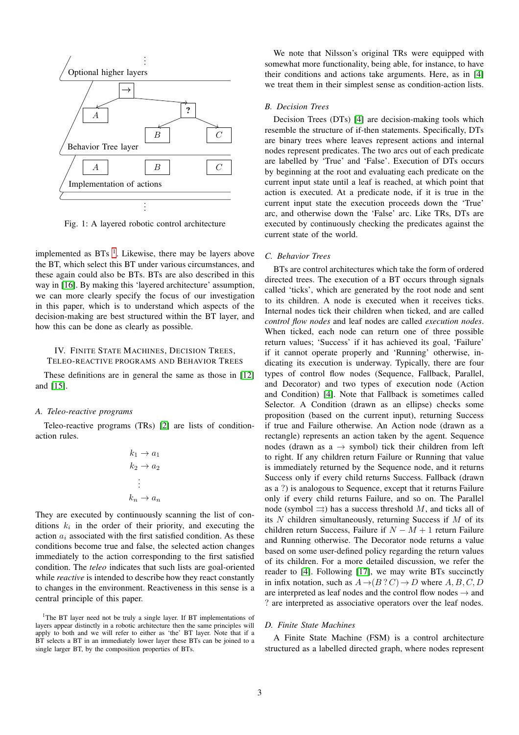Fig. 1: A layered robotic control architecture

implemented as BTs [1]. Likewise, there may be layers above the BT, which select this BT under various circumstances, and these again could also be BTs. BTs are also described in this way in [16]. By making this 'layered architecture' assumption, we can more clearly specify the focus of our investigation in this paper, which is to understand which aspects of the decision-making are best structured within the BT layer, and how this can be done as clearly as possible.

## IV. Finite State Machines, Decision Trees, Teleo-reactive Programs and Behavior Trees

These definitions are in general the same as those in [12] and [15].

### A. Teleo-reactive programs

Teleo-reactive programs (TRs) [2] are lists of condition-action rules.

$$
\begin{aligned}
k_1 &\rightarrow a_1 \\
k_2 &\rightarrow a_2 \\
&\vdots \\
k_n &\rightarrow a_n
\end{aligned}
$$

They are executed by continuously scanning the list of conditions $k_i$ in the order of their priority, and executing the action $a_i$ associated with the first satisfied condition. As these conditions become true and false, the selected action changes immediately to the action corresponding to the first satisfied condition. The *teleo* indicates that such lists are goal-oriented while *reactive* is intended to describe how they react constantly to changes in the environment. Reactiveness in this sense is a central principle of this paper.

[1]The BT layer need not be truly a single layer. If BT implementations of layers appear distinctly in a robotic architecture then the same principles will apply to both and we will refer to either as 'the' BT layer. Note that if a BT selects a BT in an immediately lower layer these BTs can be joined to a single larger BT, by the composition properties of BTs.

We note that Nilsson's original TRs were equipped with somewhat more functionality, being able, for instance, to have their conditions and actions take arguments. Here, as in [4] we treat them in their simplest sense as condition-action lists.

### B. Decision Trees

Decision Trees (DTs) [4] are decision-making tools which resemble the structure of if-then statements. Specifically, DTs are binary trees where leaves represent actions and internal nodes represent predicates. The two arcs out of each predicate are labelled by 'True' and 'False'. Execution of DTs occurs by beginning at the root and evaluating each predicate on the current input state until a leaf is reached, at which point that action is executed. At a predicate node, if it is true in the current input state the execution proceeds down the 'True' arc, and otherwise down the 'False' arc. Like TRs, DTs are executed by continuously checking the predicates against the current state of the world.

### C. Behavior Trees

BTs are control architectures which take the form of ordered directed trees. The execution of a BT occurs through signals called 'ticks', which are generated by the root node and sent to its children. A node is executed when it receives ticks. Internal nodes tick their children when ticked, and are called *control flow nodes* and leaf nodes are called *execution nodes*. When ticked, each node can return one of three possible return values; 'Success' if it has achieved its goal, 'Failure' if it cannot operate properly and 'Running' otherwise, indicating its execution is underway. Typically, there are four types of control flow nodes (Sequence, Fallback, Parallel, and Decorator) and two types of execution node (Action and Condition) [4]. Note that Fallback is sometimes called Selector. A Condition (drawn as an ellipse) checks some proposition (based on the current input), returning Success if true and Failure otherwise. An Action node (drawn as a rectangle) represents an action taken by the agent. Sequence nodes (drawn as a $\rightarrow$ symbol) tick their children from left to right. If any children return Failure or Running that value is immediately returned by the Sequence node, and it returns Success only if every child returns Success. Fallback (drawn as a ?) is analogous to Sequence, except that it returns Failure only if every child returns Failure, and so on. The Parallel node (symbol $\rightrightarrows$) has a success threshold $M$, and ticks all of its $N$ children simultaneously, returning Success if $M$ of its children return Success, Failure if $N - M + 1$ return Failure and Running otherwise. The Decorator node returns a value based on some user-defined policy regarding the return values of its children. For a more detailed discussion, we refer the reader to [4]. Following [17], we may write BTs succinctly in infix notation, such as $A \rightarrow (B \,?\, C) \rightarrow D$ where $A, B, C, D$ are interpreted as leaf nodes and the control flow nodes $\rightarrow$ and ? are interpreted as associative operators over the leaf nodes.

### D. Finite State Machines

A Finite State Machine (FSM) is a control architecture structured as a labelled directed graph, where nodes represent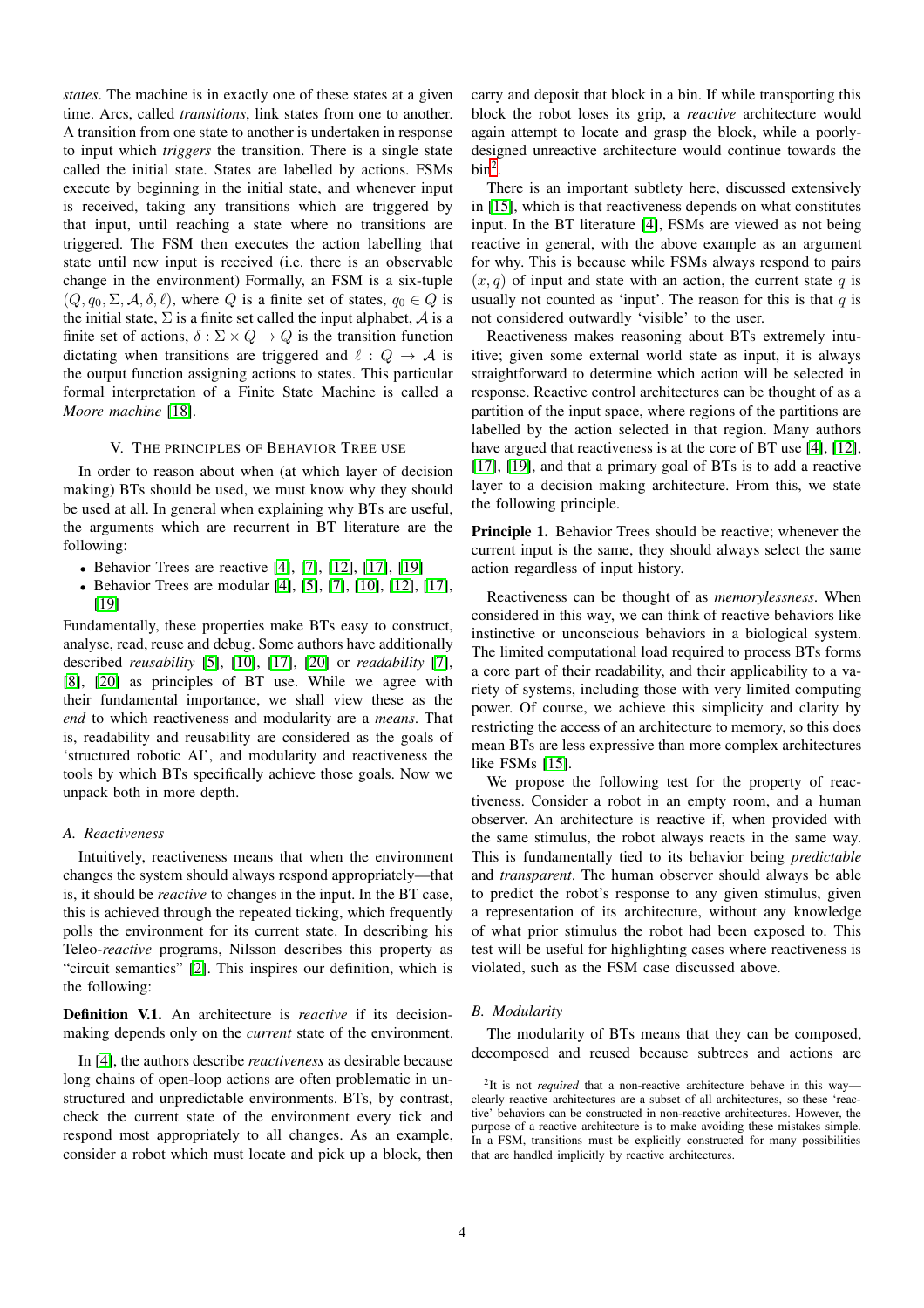*states*. The machine is in exactly one of these states at a given time. Arcs, called *transitions*, link states from one to another. A transition from one state to another is undertaken in response to input which *triggers* the transition. There is a single state called the initial state. States are labelled by actions. FSMs execute by beginning in the initial state, and whenever input is received, taking any transitions which are triggered by that input, until reaching a state where no transitions are triggered. The FSM then executes the action labelling that state until new input is received (i.e. there is an observable change in the environment) Formally, an FSM is a six-tuple $(Q, q_0, \Sigma, \mathcal{A}, \delta, \ell)$, where $Q$ is a finite set of states, $q_0 \in Q$ is the initial state, $\Sigma$ is a finite set called the input alphabet, $\mathcal{A}$ is a finite set of actions, $\delta : \Sigma \times Q \to Q$ is the transition function dictating when transitions are triggered and $\ell : Q \to \mathcal{A}$ is the output function assigning actions to states. This particular formal interpretation of a Finite State Machine is called a *Moore machine* [18].

## V. The principles of Behavior Tree use

In order to reason about when (at which layer of decision making) BTs should be used, we must know why they should be used at all. In general when explaining why BTs are useful, the arguments which are recurrent in BT literature are the following:

- Behavior Trees are reactive [4], [7], [12], [17], [19]
- Behavior Trees are modular [4], [5], [7], [10], [12], [17], [19]

Fundamentally, these properties make BTs easy to construct, analyse, read, reuse and debug. Some authors have additionally described *reusability* [5], [10], [17], [20] or *readability* [7], [8], [20] as principles of BT use. While we agree with their fundamental importance, we shall view these as the *end* to which reactiveness and modularity are a *means*. That is, readability and reusability are considered as the goals of 'structured robotic AI', and modularity and reactiveness the tools by which BTs specifically achieve those goals. Now we unpack both in more depth.

### A. Reactiveness

Intuitively, reactiveness means that when the environment changes the system should always respond appropriately—that is, it should be *reactive* to changes in the input. In the BT case, this is achieved through the repeated ticking, which frequently polls the environment for its current state. In describing his Teleo-*reactive* programs, Nilsson describes this property as "circuit semantics" [2]. This inspires our definition, which is the following:

**Definition V.1.** An architecture is *reactive* if its decision-making depends only on the *current* state of the environment.

In [4], the authors describe *reactiveness* as desirable because long chains of open-loop actions are often problematic in unstructured and unpredictable environments. BTs, by contrast, check the current state of the environment every tick and respond most appropriately to all changes. As an example, consider a robot which must locate and pick up a block, then carry and deposit that block in a bin. If while transporting this block the robot loses its grip, a *reactive* architecture would again attempt to locate and grasp the block, while a poorly-designed unreactive architecture would continue towards the bin[2].

There is an important subtlety here, discussed extensively in [15], which is that reactiveness depends on what constitutes input. In the BT literature [4], FSMs are viewed as not being reactive in general, with the above example as an argument for why. This is because while FSMs always respond to pairs $(x, q)$ of input and state with an action, the current state $q$ is usually not counted as 'input'. The reason for this is that $q$ is not considered outwardly 'visible' to the user.

Reactiveness makes reasoning about BTs extremely intuitive; given some external world state as input, it is always straightforward to determine which action will be selected in response. Reactive control architectures can be thought of as a partition of the input space, where regions of the partitions are labelled by the action selected in that region. Many authors have argued that reactiveness is at the core of BT use [4], [12], [17], [19], and that a primary goal of BTs is to add a reactive layer to a decision making architecture. From this, we state the following principle.

**Principle 1.** Behavior Trees should be reactive; whenever the current input is the same, they should always select the same action regardless of input history.

Reactiveness can be thought of as *memorylessness*. When considered in this way, we can think of reactive behaviors like instinctive or unconscious behaviors in a biological system. The limited computational load required to process BTs forms a core part of their readability, and their applicability to a variety of systems, including those with very limited computing power. Of course, we achieve this simplicity and clarity by restricting the access of an architecture to memory, so this does mean BTs are less expressive than more complex architectures like FSMs [15].

We propose the following test for the property of reactiveness. Consider a robot in an empty room, and a human observer. An architecture is reactive if, when provided with the same stimulus, the robot always reacts in the same way. This is fundamentally tied to its behavior being *predictable* and *transparent*. The human observer should always be able to predict the robot's response to any given stimulus, given a representation of its architecture, without any knowledge of what prior stimulus the robot had been exposed to. This test will be useful for highlighting cases where reactiveness is violated, such as the FSM case discussed above.

### B. Modularity

The modularity of BTs means that they can be composed, decomposed and reused because subtrees and actions are

[2] It is not *required* that a non-reactive architecture behave in this way—clearly reactive architectures are a subset of all architectures, so these 'reactive' behaviors can be constructed in non-reactive architectures. However, the purpose of a reactive architecture is to make avoiding these mistakes simple. In a FSM, transitions must be explicitly constructed for many possibilities that are handled implicitly by reactive architectures.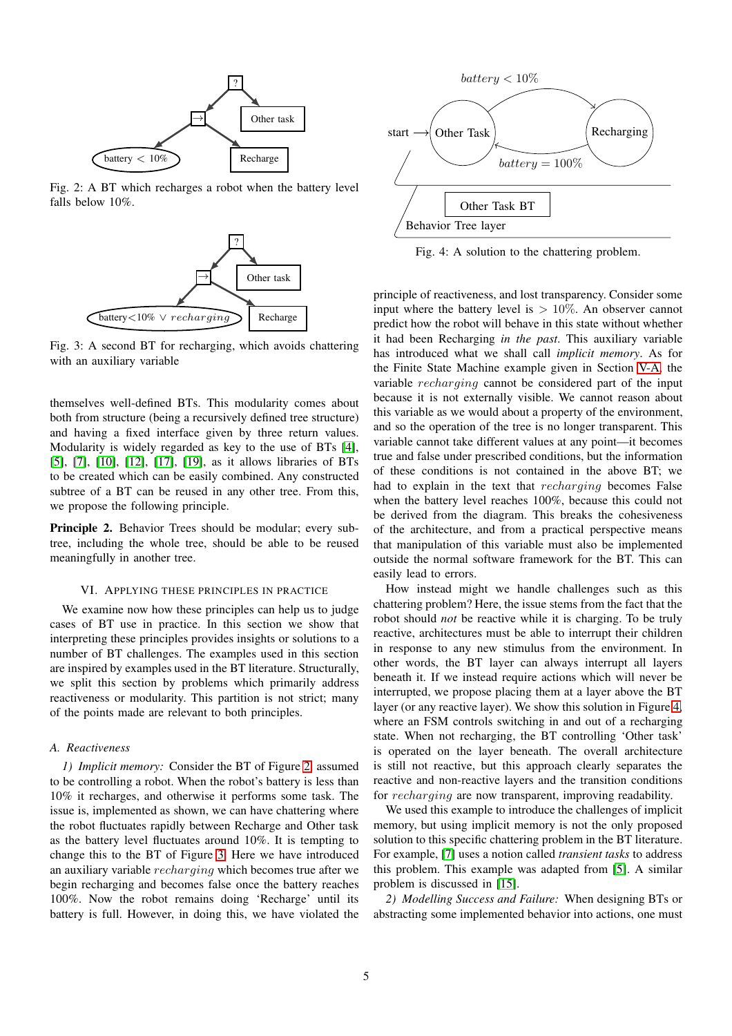Fig. 2: A BT which recharges a robot when the battery level falls below 10%.

Fig. 3: A second BT for recharging, which avoids chattering with an auxiliary variable

themselves well-defined BTs. This modularity comes about both from structure (being a recursively defined tree structure) and having a fixed interface given by three return values. Modularity is widely regarded as key to the use of BTs [4], [5], [7], [10], [12], [17], [19], as it allows libraries of BTs to be created which can be easily combined. Any constructed subtree of a BT can be reused in any other tree. From this, we propose the following principle.

**Principle 2.** Behavior Trees should be modular; every subtree, including the whole tree, should be able to be reused meaningfully in another tree.

## VI. Applying these principles in practice

We examine now how these principles can help us to judge cases of BT use in practice. In this section we show that interpreting these principles provides insights or solutions to a number of BT challenges. The examples used in this section are inspired by examples used in the BT literature. Structurally, we split this section by problems which primarily address reactiveness or modularity. This partition is not strict; many of the points made are relevant to both principles.

### A. Reactiveness

*1) Implicit memory:* Consider the BT of Figure 2 assumed to be controlling a robot. When the robot's battery is less than 10% it recharges, and otherwise it performs some task. The issue is, implemented as shown, we can have chattering where the robot fluctuates rapidly between Recharge and Other task as the battery level fluctuates around 10%. It is tempting to change this to the BT of Figure 3. Here we have introduced an auxiliary variable $recharging$ which becomes true after we begin recharging and becomes false once the battery reaches 100%. Now the robot remains doing 'Recharge' until its battery is full. However, in doing this, we have violated the principle of reactiveness, and lost transparency. Consider some input where the battery level is $> 10\%$. An observer cannot predict how the robot will behave in this state without whether it had been Recharging *in the past*. This auxiliary variable has introduced what we shall call *implicit memory*. As for the Finite State Machine example given in Section V-A, the variable $recharging$ cannot be considered part of the input because it is not externally visible. We cannot reason about this variable as we would about a property of the environment, and so the operation of the tree is no longer transparent. This variable cannot take different values at any point—it becomes true and false under prescribed conditions, but the information of these conditions is not contained in the above BT; we had to explain in the text that $recharging$ becomes False when the battery level reaches 100%, because this could not be derived from the diagram. This breaks the cohesiveness of the architecture, and from a practical perspective means that manipulation of this variable must also be implemented outside the normal software framework for the BT. This can easily lead to errors.

Fig. 4: A solution to the chattering problem.

How instead might we handle challenges such as this chattering problem? Here, the issue stems from the fact that the robot should *not* be reactive while it is charging. To be truly reactive, architectures must be able to interrupt their children in response to any new stimulus from the environment. In other words, the BT layer can always interrupt all layers beneath it. If we instead require actions which will never be interrupted, we propose placing them at a layer above the BT layer (or any reactive layer). We show this solution in Figure 4, where an FSM controls switching in and out of a recharging state. When not recharging, the BT controlling 'Other task' is operated on the layer beneath. The overall architecture is still not reactive, but this approach clearly separates the reactive and non-reactive layers and the transition conditions for $recharging$ are now transparent, improving readability.

We used this example to introduce the challenges of implicit memory, but using implicit memory is not the only proposed solution to this specific chattering problem in the BT literature. For example, [7] uses a notion called *transient tasks* to address this problem. This example was adapted from [5]. A similar problem is discussed in [15].

*2) Modelling Success and Failure:* When designing BTs or abstracting some implemented behavior into actions, one must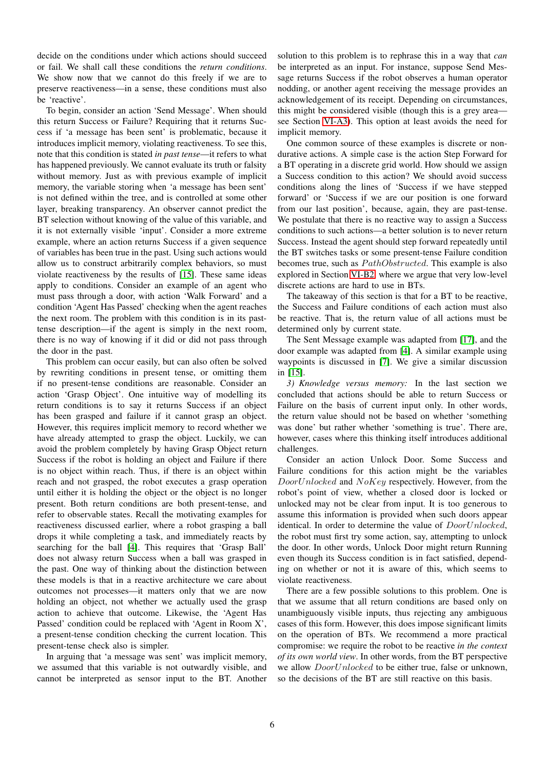decide on the conditions under which actions should succeed or fail. We shall call these conditions the *return conditions*. We show now that we cannot do this freely if we are to preserve reactiveness—in a sense, these conditions must also be 'reactive'.

To begin, consider an action 'Send Message'. When should this return Success or Failure? Requiring that it returns Success if 'a message has been sent' is problematic, because it introduces implicit memory, violating reactiveness. To see this, note that this condition is stated *in past tense*—it refers to what has happened previously. We cannot evaluate its truth or falsity without memory. Just as with previous example of implicit memory, the variable storing when 'a message has been sent' is not defined within the tree, and is controlled at some other layer, breaking transparency. An observer cannot predict the BT selection without knowing of the value of this variable, and it is not externally visible 'input'. Consider a more extreme example, where an action returns Success if a given sequence of variables has been true in the past. Using such actions would allow us to construct arbitrarily complex behaviors, so must violate reactiveness by the results of [15]. These same ideas apply to conditions. Consider an example of an agent who must pass through a door, with action 'Walk Forward' and a condition 'Agent Has Passed' checking when the agent reaches the next room. The problem with this condition is in its past-tense description—if the agent is simply in the next room, there is no way of knowing if it did or did not pass through the door in the past.

This problem can occur easily, but can also often be solved by rewriting conditions in present tense, or omitting them if no present-tense conditions are reasonable. Consider an action 'Grasp Object'. One intuitive way of modelling its return conditions is to say it returns Success if an object has been grasped and failure if it cannot grasp an object. However, this requires implicit memory to record whether we have already attempted to grasp the object. Luckily, we can avoid the problem completely by having Grasp Object return Success if the robot is holding an object and Failure if there is no object within reach. Thus, if there is an object within reach and not grasped, the robot executes a grasp operation until either it is holding the object or the object is no longer present. Both return conditions are both present-tense, and refer to observable states. Recall the motivating examples for reactiveness discussed earlier, where a robot grasping a ball drops it while completing a task, and immediately reacts by searching for the ball [4]. This requires that 'Grasp Ball' does not alwasy return Success when a ball was grasped in the past. One way of thinking about the distinction between these models is that in a reactive architecture we care about outcomes not processes—it matters only that we are now holding an object, not whether we actually used the grasp action to achieve that outcome. Likewise, the 'Agent Has Passed' condition could be replaced with 'Agent in Room X', a present-tense condition checking the current location. This present-tense check also is simpler.

In arguing that 'a message was sent' was implicit memory, we assumed that this variable is not outwardly visible, and cannot be interpreted as sensor input to the BT. Another solution to this problem is to rephrase this in a way that *can* be interpreted as an input. For instance, suppose Send Message returns Success if the robot observes a human operator nodding, or another agent receiving the message provides an acknowledgement of its receipt. Depending on circumstances, this might be considered visible (though this is a grey area—see Section VI-A3). This option at least avoids the need for implicit memory.

One common source of these examples is discrete or non-durative actions. A simple case is the action Step Forward for a BT operating in a discrete grid world. How should we assign a Success condition to this action? We should avoid success conditions along the lines of 'Success if we have stepped forward' or 'Success if we are our position is one forward from our last position', because, again, they are past-tense. We postulate that there is no reactive way to assign a Success conditions to such actions—a better solution is to never return Success. Instead the agent should step forward repeatedly until the BT switches tasks or some present-tense Failure condition becomes true, such as $PathObstructed$. This example is also explored in Section VI-B2, where we argue that very low-level discrete actions are hard to use in BTs.

The takeaway of this section is that for a BT to be reactive, the Success and Failure conditions of each action must also be reactive. That is, the return value of all actions must be determined only by current state.

The Sent Message example was adapted from [17], and the door example was adapted from [4]. A similar example using waypoints is discussed in [7]. We give a similar discussion in [15].

*3) Knowledge versus memory:* In the last section we concluded that actions should be able to return Success or Failure on the basis of current input only. In other words, the return value should not be based on whether 'something was done' but rather whether 'something is true'. There are, however, cases where this thinking itself introduces additional challenges.

Consider an action Unlock Door. Some Success and Failure conditions for this action might be the variables $DoorUnlocked$ and $NoKey$ respectively. However, from the robot's point of view, whether a closed door is locked or unlocked may not be clear from input. It is too generous to assume this information is provided when such doors appear identical. In order to determine the value of $DoorUnlocked$, the robot must first try some action, say, attempting to unlock the door. In other words, Unlock Door might return Running even though its Success condition is in fact satisfied, depending on whether or not it is aware of this, which seems to violate reactiveness.

There are a few possible solutions to this problem. One is that we assume that all return conditions are based only on unambiguously visible inputs, thus rejecting any ambiguous cases of this form. However, this does impose significant limits on the operation of BTs. We recommend a more practical compromise: we require the robot to be reactive *in the context of its own world view*. In other words, from the BT perspective we allow $DoorUnlocked$ to be either true, false or unknown, so the decisions of the BT are still reactive on this basis.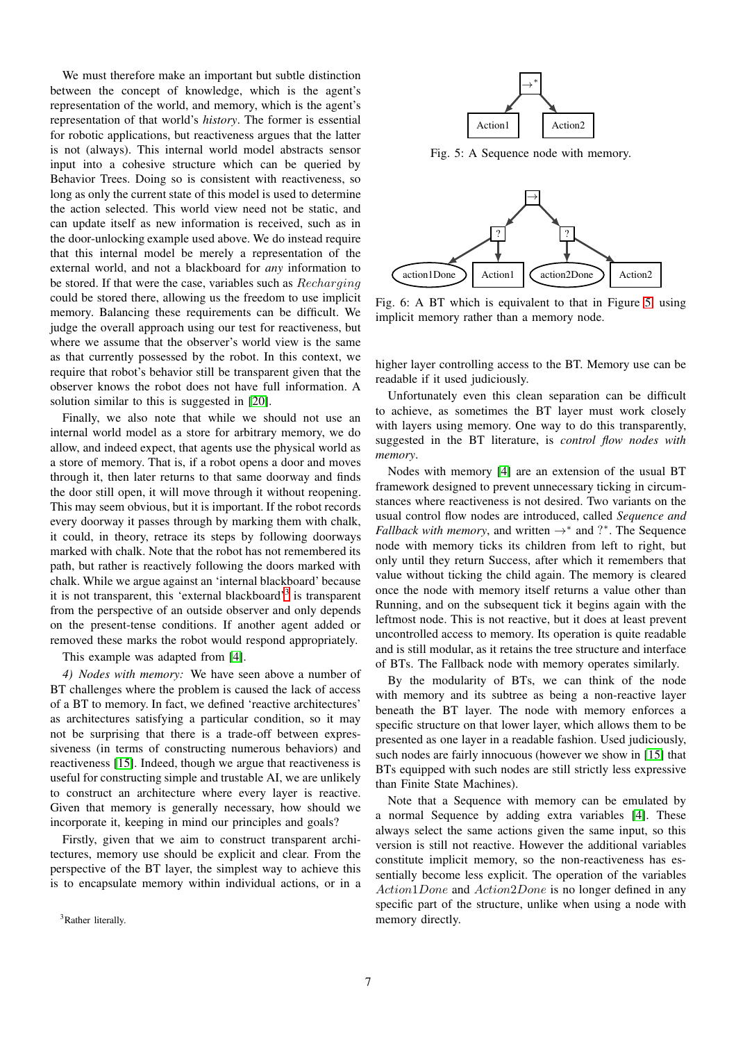We must therefore make an important but subtle distinction between the concept of knowledge, which is the agent's representation of the world, and memory, which is the agent's representation of that world's *history*. The former is essential for robotic applications, but reactiveness argues that the latter is not (always). This internal world model abstracts sensor input into a cohesive structure which can be queried by Behavior Trees. Doing so is consistent with reactiveness, so long as only the current state of this model is used to determine the action selected. This world view need not be static, and can update itself as new information is received, such as in the door-unlocking example used above. We do instead require that this internal model be merely a representation of the external world, and not a blackboard for *any* information to be stored. If that were the case, variables such as $Recharging$ could be stored there, allowing us the freedom to use implicit memory. Balancing these requirements can be difficult. We judge the overall approach using our test for reactiveness, but where we assume that the observer's world view is the same as that currently possessed by the robot. In this context, we require that robot's behavior still be transparent given that the observer knows the robot does not have full information. A solution similar to this is suggested in [20].

Finally, we also note that while we should not use an internal world model as a store for arbitrary memory, we do allow, and indeed expect, that agents use the physical world as a store of memory. That is, if a robot opens a door and moves through it, then later returns to that same doorway and finds the door still open, it will move through it without reopening. This may seem obvious, but it is important. If the robot records every doorway it passes through by marking them with chalk, it could, in theory, retrace its steps by following doorways marked with chalk. Note that the robot has not remembered its path, but rather is reactively following the doors marked with chalk. While we argue against an 'internal blackboard' because it is not transparent, this 'external blackboard'[3] is transparent from the perspective of an outside observer and only depends on the present-tense conditions. If another agent added or removed these marks the robot would respond appropriately.

This example was adapted from [4].

*4) Nodes with memory:* We have seen above a number of BT challenges where the problem is caused the lack of access of a BT to memory. In fact, we defined 'reactive architectures' as architectures satisfying a particular condition, so it may not be surprising that there is a trade-off between expressiveness (in terms of constructing numerous behaviors) and reactiveness [15]. Indeed, though we argue that reactiveness is useful for constructing simple and trustable AI, we are unlikely to construct an architecture where every layer is reactive. Given that memory is generally necessary, how should we incorporate it, keeping in mind our principles and goals?

Firstly, given that we aim to construct transparent architectures, memory use should be explicit and clear. From the perspective of the BT layer, the simplest way to achieve this is to encapsulate memory within individual actions, or in a higher layer controlling access to the BT. Memory use can be readable if it used judiciously.

[3] Rather literally.

Fig. 5: A Sequence node with memory.

Fig. 6: A BT which is equivalent to that in Figure 5, using implicit memory rather than a memory node.

Unfortunately even this clean separation can be difficult to achieve, as sometimes the BT layer must work closely with layers using memory. One way to do this transparently, suggested in the BT literature, is *control flow nodes with memory*.

Nodes with memory [4] are an extension of the usual BT framework designed to prevent unnecessary ticking in circumstances where reactiveness is not desired. Two variants on the usual control flow nodes are introduced, called *Sequence and Fallback with memory*, and written $\rightarrow^*$ and $?^*$. The Sequence node with memory ticks its children from left to right, but only until they return Success, after which it remembers that value without ticking the child again. The memory is cleared once the node with memory itself returns a value other than Running, and on the subsequent tick it begins again with the leftmost node. This is not reactive, but it does at least prevent uncontrolled access to memory. Its operation is quite readable and is still modular, as it retains the tree structure and interface of BTs. The Fallback node with memory operates similarly.

By the modularity of BTs, we can think of the node with memory and its subtree as being a non-reactive layer beneath the BT layer. The node with memory enforces a specific structure on that lower layer, which allows them to be presented as one layer in a readable fashion. Used judiciously, such nodes are fairly innocuous (however we show in [15] that BTs equipped with such nodes are still strictly less expressive than Finite State Machines).

Note that a Sequence with memory can be emulated by a normal Sequence by adding extra variables [4]. These always select the same actions given the same input, so this version is still not reactive. However the additional variables constitute implicit memory, so the non-reactiveness has essentially become less explicit. The operation of the variables $Action1Done$ and $Action2Done$ is no longer defined in any specific part of the structure, unlike when using a node with memory directly.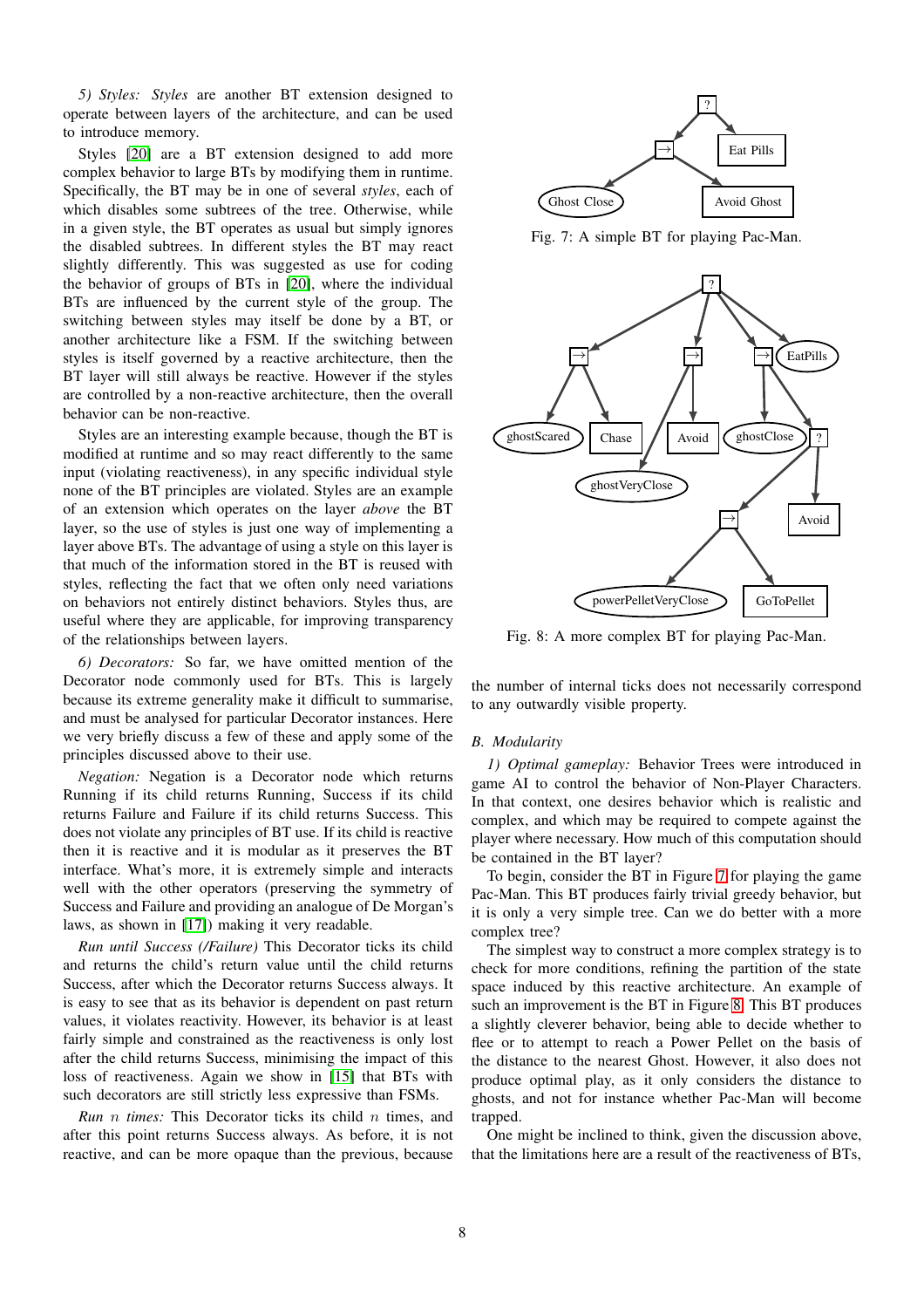*5) Styles:* *Styles* are another BT extension designed to operate between layers of the architecture, and can be used to introduce memory.

Styles [20] are a BT extension designed to add more complex behavior to large BTs by modifying them in runtime. Specifically, the BT may be in one of several *styles*, each of which disables some subtrees of the tree. Otherwise, while in a given style, the BT operates as usual but simply ignores the disabled subtrees. In different styles the BT may react slightly differently. This was suggested as use for coding the behavior of groups of BTs in [20], where the individual BTs are influenced by the current style of the group. The switching between styles may itself be done by a BT, or another architecture like a FSM. If the switching between styles is itself governed by a reactive architecture, then the BT layer will still always be reactive. However if the styles are controlled by a non-reactive architecture, then the overall behavior can be non-reactive.

Styles are an interesting example because, though the BT is modified at runtime and so may react differently to the same input (violating reactiveness), in any specific individual style none of the BT principles are violated. Styles are an example of an extension which operates on the layer *above* the BT layer, so the use of styles is just one way of implementing a layer above BTs. The advantage of using a style on this layer is that much of the information stored in the BT is reused with styles, reflecting the fact that we often only need variations on behaviors not entirely distinct behaviors. Styles thus, are useful where they are applicable, for improving transparency of the relationships between layers.

*6) Decorators:* So far, we have omitted mention of the Decorator node commonly used for BTs. This is largely because its extreme generality make it difficult to summarise, and must be analysed for particular Decorator instances. Here we very briefly discuss a few of these and apply some of the principles discussed above to their use.

*Negation:* Negation is a Decorator node which returns Running if its child returns Running, Success if its child returns Failure and Failure if its child returns Success. This does not violate any principles of BT use. If its child is reactive then it is reactive and it is modular as it preserves the BT interface. What's more, it is extremely simple and interacts well with the other operators (preserving the symmetry of Success and Failure and providing an analogue of De Morgan's laws, as shown in [17]) making it very readable.

*Run until Success (/Failure)* This Decorator ticks its child and returns the child's return value until the child returns Success, after which the Decorator returns Success always. It is easy to see that as its behavior is dependent on past return values, it violates reactivity. However, its behavior is at least fairly simple and constrained as the reactiveness is only lost after the child returns Success, minimising the impact of this loss of reactiveness. Again we show in [15] that BTs with such decorators are still strictly less expressive than FSMs.

*Run $n$ times:* This Decorator ticks its child $n$ times, and after this point returns Success always. As before, it is not reactive, and can be more opaque than the previous, because the number of internal ticks does not necessarily correspond to any outwardly visible property.

Fig. 7: A simple BT for playing Pac-Man.

Fig. 8: A more complex BT for playing Pac-Man.

### B. Modularity

*1) Optimal gameplay:* Behavior Trees were introduced in game AI to control the behavior of Non-Player Characters. In that context, one desires behavior which is realistic and complex, and which may be required to compete against the player where necessary. How much of this computation should be contained in the BT layer?

To begin, consider the BT in Figure 7 for playing the game Pac-Man. This BT produces fairly trivial greedy behavior, but it is only a very simple tree. Can we do better with a more complex tree?

The simplest way to construct a more complex strategy is to check for more conditions, refining the partition of the state space induced by this reactive architecture. An example of such an improvement is the BT in Figure 8. This BT produces a slightly cleverer behavior, being able to decide whether to flee or to attempt to reach a Power Pellet on the basis of the distance to the nearest Ghost. However, it also does not produce optimal play, as it only considers the distance to ghosts, and not for instance whether Pac-Man will become trapped.

One might be inclined to think, given the discussion above, that the limitations here are a result of the reactiveness of BTs,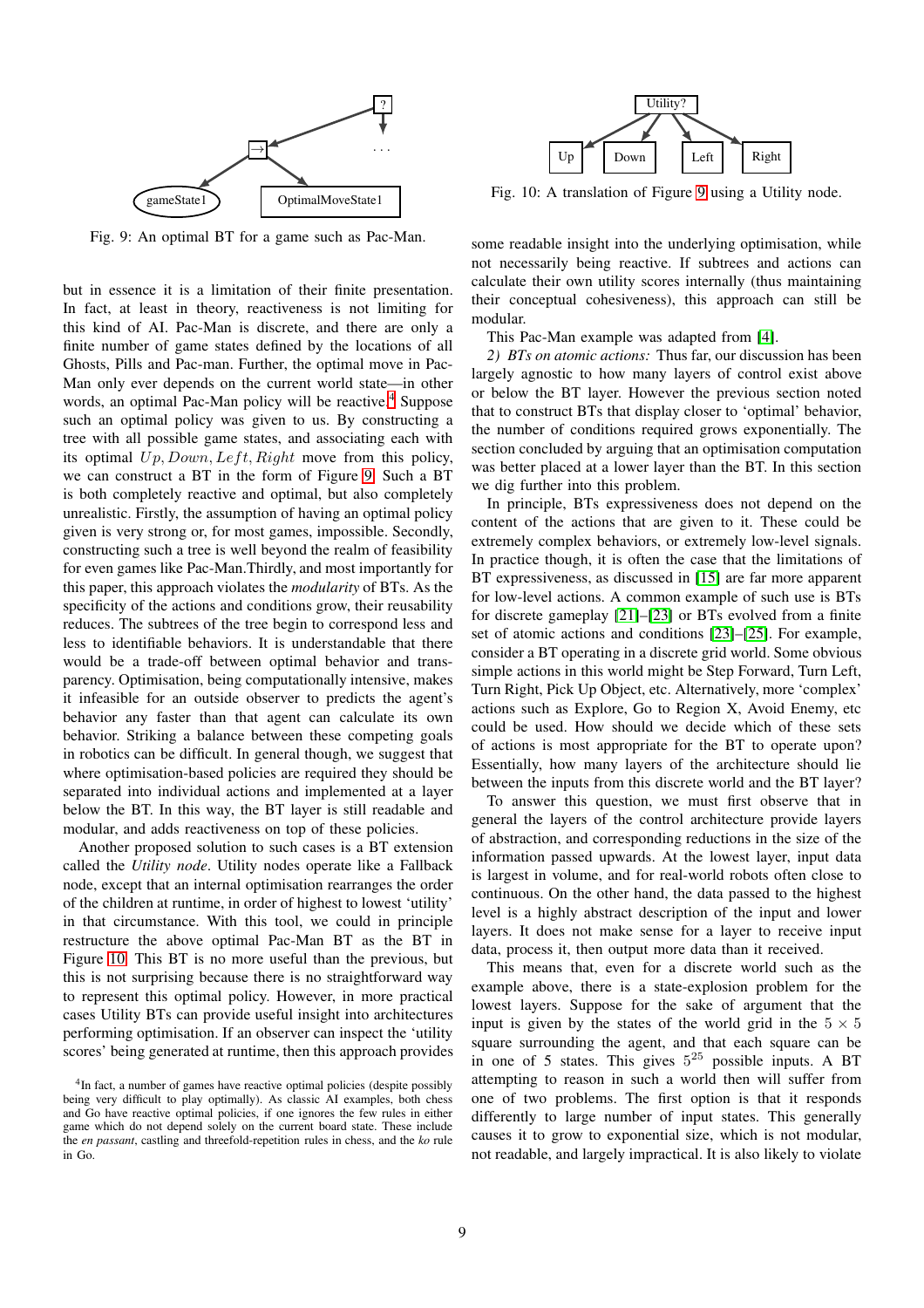Fig. 9: An optimal BT for a game such as Pac-Man.

but in essence it is a limitation of their finite presentation. In fact, at least in theory, reactiveness is not limiting for this kind of AI. Pac-Man is discrete, and there are only a finite number of game states defined by the locations of all Ghosts, Pills and Pac-man. Further, the optimal move in Pac-Man only ever depends on the current world state—in other words, an optimal Pac-Man policy will be reactive.[4] Suppose such an optimal policy was given to us. By constructing a tree with all possible game states, and associating each with its optimal $Up, Down, Left, Right$ move from this policy, we can construct a BT in the form of Figure 9. Such a BT is both completely reactive and optimal, but also completely unrealistic. Firstly, the assumption of having an optimal policy given is very strong or, for most games, impossible. Secondly, constructing such a tree is well beyond the realm of feasibility for even games like Pac-Man.Thirdly, and most importantly for this paper, this approach violates the *modularity* of BTs. As the specificity of the actions and conditions grow, their reusability reduces. The subtrees of the tree begin to correspond less and less to identifiable behaviors. It is understandable that there would be a trade-off between optimal behavior and transparency. Optimisation, being computationally intensive, makes it infeasible for an outside observer to predicts the agent's behavior any faster than that agent can calculate its own behavior. Striking a balance between these competing goals in robotics can be difficult. In general though, we suggest that where optimisation-based policies are required they should be separated into individual actions and implemented at a layer below the BT. In this way, the BT layer is still readable and modular, and adds reactiveness on top of these policies.

Another proposed solution to such cases is a BT extension called the *Utility node*. Utility nodes operate like a Fallback node, except that an internal optimisation rearranges the order of the children at runtime, in order of highest to lowest 'utility' in that circumstance. With this tool, we could in principle restructure the above optimal Pac-Man BT as the BT in Figure 10. This BT is no more useful than the previous, but this is not surprising because there is no straightforward way to represent this optimal policy. However, in more practical cases Utility BTs can provide useful insight into architectures performing optimisation. If an observer can inspect the 'utility scores' being generated at runtime, then this approach provides some readable insight into the underlying optimisation, while not necessarily being reactive. If subtrees and actions can calculate their own utility scores internally (thus maintaining their conceptual cohesiveness), this approach can still be modular.

Fig. 10: A translation of Figure 9 using a Utility node.

This Pac-Man example was adapted from [4].

*2) BTs on atomic actions:* Thus far, our discussion has been largely agnostic to how many layers of control exist above or below the BT layer. However the previous section noted that to construct BTs that display closer to 'optimal' behavior, the number of conditions required grows exponentially. The section concluded by arguing that an optimisation computation was better placed at a lower layer than the BT. In this section we dig further into this problem.

In principle, BTs expressiveness does not depend on the content of the actions that are given to it. These could be extremely complex behaviors, or extremely low-level signals. In practice though, it is often the case that the limitations of BT expressiveness, as discussed in [15] are far more apparent for low-level actions. A common example of such use is BTs for discrete gameplay [21]–[23] or BTs evolved from a finite set of atomic actions and conditions [23]–[25]. For example, consider a BT operating in a discrete grid world. Some obvious simple actions in this world might be Step Forward, Turn Left, Turn Right, Pick Up Object, etc. Alternatively, more 'complex' actions such as Explore, Go to Region X, Avoid Enemy, etc could be used. How should we decide which of these sets of actions is most appropriate for the BT to operate upon? Essentially, how many layers of the architecture should lie between the inputs from this discrete world and the BT layer?

To answer this question, we must first observe that in general the layers of the control architecture provide layers of abstraction, and corresponding reductions in the size of the information passed upwards. At the lowest layer, input data is largest in volume, and for real-world robots often close to continuous. On the other hand, the data passed to the highest level is a highly abstract description of the input and lower layers. It does not make sense for a layer to receive input data, process it, then output more data than it received.

This means that, even for a discrete world such as the example above, there is a state-explosion problem for the lowest layers. Suppose for the sake of argument that the input is given by the states of the world grid in the $5 \times 5$ square surrounding the agent, and that each square can be in one of 5 states. This gives $5^{25}$ possible inputs. A BT attempting to reason in such a world then will suffer from one of two problems. The first option is that it responds differently to large number of input states. This generally causes it to grow to exponential size, which is not modular, not readable, and largely impractical. It is also likely to violate

[4] In fact, a number of games have reactive optimal policies (despite possibly being very difficult to play optimally). As classic AI examples, both chess and Go have reactive optimal policies, if one ignores the few rules in either game which do not depend solely on the current board state. These include the *en passant*, castling and threefold-repetition rules in chess, and the *ko* rule in Go.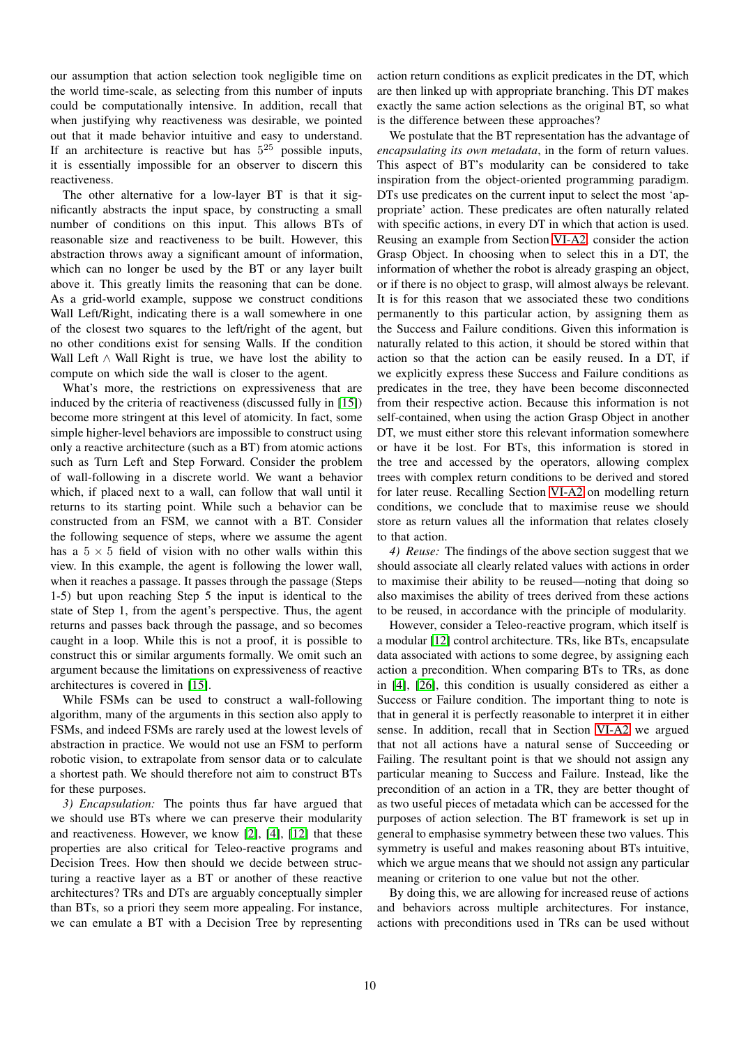our assumption that action selection took negligible time on the world time-scale, as selecting from this number of inputs could be computationally intensive. In addition, recall that when justifying why reactiveness was desirable, we pointed out that it made behavior intuitive and easy to understand. If an architecture is reactive but has $5^{25}$ possible inputs, it is essentially impossible for an observer to discern this reactiveness.

The other alternative for a low-layer BT is that it significantly abstracts the input space, by constructing a small number of conditions on this input. This allows BTs of reasonable size and reactiveness to be built. However, this abstraction throws away a significant amount of information, which can no longer be used by the BT or any layer built above it. This greatly limits the reasoning that can be done. As a grid-world example, suppose we construct conditions Wall Left/Right, indicating there is a wall somewhere in one of the closest two squares to the left/right of the agent, but no other conditions exist for sensing Walls. If the condition Wall Left $\wedge$ Wall Right is true, we have lost the ability to compute on which side the wall is closer to the agent.

What's more, the restrictions on expressiveness that are induced by the criteria of reactiveness (discussed fully in [15]) become more stringent at this level of atomicity. In fact, some simple higher-level behaviors are impossible to construct using only a reactive architecture (such as a BT) from atomic actions such as Turn Left and Step Forward. Consider the problem of wall-following in a discrete world. We want a behavior which, if placed next to a wall, can follow that wall until it returns to its starting point. While such a behavior can be constructed from an FSM, we cannot with a BT. Consider the following sequence of steps, where we assume the agent has a $5 \times 5$ field of vision with no other walls within this view. In this example, the agent is following the lower wall, when it reaches a passage. It passes through the passage (Steps 1-5) but upon reaching Step 5 the input is identical to the state of Step 1, from the agent's perspective. Thus, the agent returns and passes back through the passage, and so becomes caught in a loop. While this is not a proof, it is possible to construct this or similar arguments formally. We omit such an argument because the limitations on expressiveness of reactive architectures is covered in [15].

While FSMs can be used to construct a wall-following algorithm, many of the arguments in this section also apply to FSMs, and indeed FSMs are rarely used at the lowest levels of abstraction in practice. We would not use an FSM to perform robotic vision, to extrapolate from sensor data or to calculate a shortest path. We should therefore not aim to construct BTs for these purposes.

*3) Encapsulation:* The points thus far have argued that we should use BTs where we can preserve their modularity and reactiveness. However, we know [2], [4], [12] that these properties are also critical for Teleo-reactive programs and Decision Trees. How then should we decide between structuring a reactive layer as a BT or another of these reactive architectures? TRs and DTs are arguably conceptually simpler than BTs, so a priori they seem more appealing. For instance, we can emulate a BT with a Decision Tree by representing action return conditions as explicit predicates in the DT, which are then linked up with appropriate branching. This DT makes exactly the same action selections as the original BT, so what is the difference between these approaches?

We postulate that the BT representation has the advantage of *encapsulating its own metadata*, in the form of return values. This aspect of BT's modularity can be considered to take inspiration from the object-oriented programming paradigm. DTs use predicates on the current input to select the most 'appropriate' action. These predicates are often naturally related with specific actions, in every DT in which that action is used. Reusing an example from Section VI-A2, consider the action Grasp Object. In choosing when to select this in a DT, the information of whether the robot is already grasping an object, or if there is no object to grasp, will almost always be relevant. It is for this reason that we associated these two conditions permanently to this particular action, by assigning them as the Success and Failure conditions. Given this information is naturally related to this action, it should be stored within that action so that the action can be easily reused. In a DT, if we explicitly express these Success and Failure conditions as predicates in the tree, they have been become disconnected from their respective action. Because this information is not self-contained, when using the action Grasp Object in another DT, we must either store this relevant information somewhere or have it be lost. For BTs, this information is stored in the tree and accessed by the operators, allowing complex trees with complex return conditions to be derived and stored for later reuse. Recalling Section VI-A2 on modelling return conditions, we conclude that to maximise reuse we should store as return values all the information that relates closely to that action.

*4) Reuse:* The findings of the above section suggest that we should associate all clearly related values with actions in order to maximise their ability to be reused—noting that doing so also maximises the ability of trees derived from these actions to be reused, in accordance with the principle of modularity.

However, consider a Teleo-reactive program, which itself is a modular [12] control architecture. TRs, like BTs, encapsulate data associated with actions to some degree, by assigning each action a precondition. When comparing BTs to TRs, as done in [4], [26], this condition is usually considered as either a Success or Failure condition. The important thing to note is that in general it is perfectly reasonable to interpret it in either sense. In addition, recall that in Section VI-A2 we argued that not all actions have a natural sense of Succeeding or Failing. The resultant point is that we should not assign any particular meaning to Success and Failure. Instead, like the precondition of an action in a TR, they are better thought of as two useful pieces of metadata which can be accessed for the purposes of action selection. The BT framework is set up in general to emphasise symmetry between these two values. This symmetry is useful and makes reasoning about BTs intuitive, which we argue means that we should not assign any particular meaning or criterion to one value but not the other.

By doing this, we are allowing for increased reuse of actions and behaviors across multiple architectures. For instance, actions with preconditions used in TRs can be used without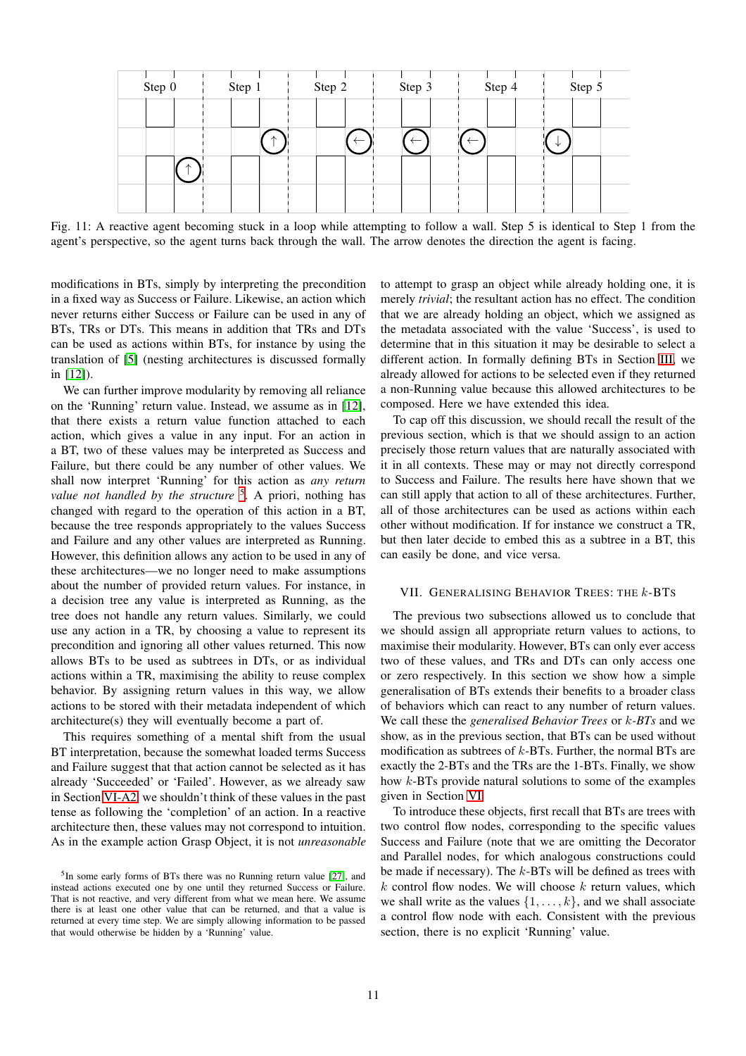Fig. 11: A reactive agent becoming stuck in a loop while attempting to follow a wall. Step 5 is identical to Step 1 from the agent's perspective, so the agent turns back through the wall. The arrow denotes the direction the agent is facing.

modifications in BTs, simply by interpreting the precondition in a fixed way as Success or Failure. Likewise, an action which never returns either Success or Failure can be used in any of BTs, TRs or DTs. This means in addition that TRs and DTs can be used as actions within BTs, for instance by using the translation of [5] (nesting architectures is discussed formally in [12]).

We can further improve modularity by removing all reliance on the 'Running' return value. Instead, we assume as in [12], that there exists a return value function attached to each action, which gives a value in any input. For an action in a BT, two of these values may be interpreted as Success and Failure, but there could be any number of other values. We shall now interpret 'Running' for this action as *any return value not handled by the structure* [5]. A priori, nothing has changed with regard to the operation of this action in a BT, because the tree responds appropriately to the values Success and Failure and any other values are interpreted as Running. However, this definition allows any action to be used in any of these architectures—we no longer need to make assumptions about the number of provided return values. For instance, in a decision tree any value is interpreted as Running, as the tree does not handle any return values. Similarly, we could use any action in a TR, by choosing a value to represent its precondition and ignoring all other values returned. This now allows BTs to be used as subtrees in DTs, or as individual actions within a TR, maximising the ability to reuse complex behavior. By assigning return values in this way, we allow actions to be stored with their metadata independent of which architecture(s) they will eventually become a part of.

This requires something of a mental shift from the usual BT interpretation, because the somewhat loaded terms Success and Failure suggest that that action cannot be selected as it has already 'Succeeded' or 'Failed'. However, as we already saw in Section VI-A2 we shouldn't think of these values in the past tense as following the 'completion' of an action. In a reactive architecture then, these values may not correspond to intuition. As in the example action Grasp Object, it is not *unreasonable* to attempt to grasp an object while already holding one, it is merely *trivial*; the resultant action has no effect. The condition that we are already holding an object, which we assigned as the metadata associated with the value 'Success', is used to determine that in this situation it may be desirable to select a different action. In formally defining BTs in Section III, we already allowed for actions to be selected even if they returned a non-Running value because this allowed architectures to be composed. Here we have extended this idea.

To cap off this discussion, we should recall the result of the previous section, which is that we should assign to an action precisely those return values that are naturally associated with it in all contexts. These may or may not directly correspond to Success and Failure. The results here have shown that we can still apply that action to all of these architectures. Further, all of those architectures can be used as actions within each other without modification. If for instance we construct a TR, but then later decide to embed this as a subtree in a BT, this can easily be done, and vice versa.

[5]In some early forms of BTs there was no Running return value [27], and instead actions executed one by one until they returned Success or Failure. That is not reactive, and very different from what we mean here. We assume there is at least one other value that can be returned, and that a value is returned at every time step. We are simply allowing information to be passed that would otherwise be hidden by a 'Running' value.

## VII. Generalising Behavior Trees: the $k$-BTs

The previous two subsections allowed us to conclude that we should assign all appropriate return values to actions, to maximise their modularity. However, BTs can only ever access two of these values, and TRs and DTs can only access one or zero respectively. In this section we show how a simple generalisation of BTs extends their benefits to a broader class of behaviors which can react to any number of return values. We call these the *generalised Behavior Trees* or *$k$-BTs* and we show, as in the previous section, that BTs can be used without modification as subtrees of $k$-BTs. Further, the normal BTs are exactly the 2-BTs and the TRs are the 1-BTs. Finally, we show how $k$-BTs provide natural solutions to some of the examples given in Section VI.

To introduce these objects, first recall that BTs are trees with two control flow nodes, corresponding to the specific values Success and Failure (note that we are omitting the Decorator and Parallel nodes, for which analogous constructions could be made if necessary). The $k$-BTs will be defined as trees with $k$ control flow nodes. We will choose $k$ return values, which we shall write as the values $\{1, \ldots, k\}$, and we shall associate a control flow node with each. Consistent with the previous section, there is no explicit 'Running' value.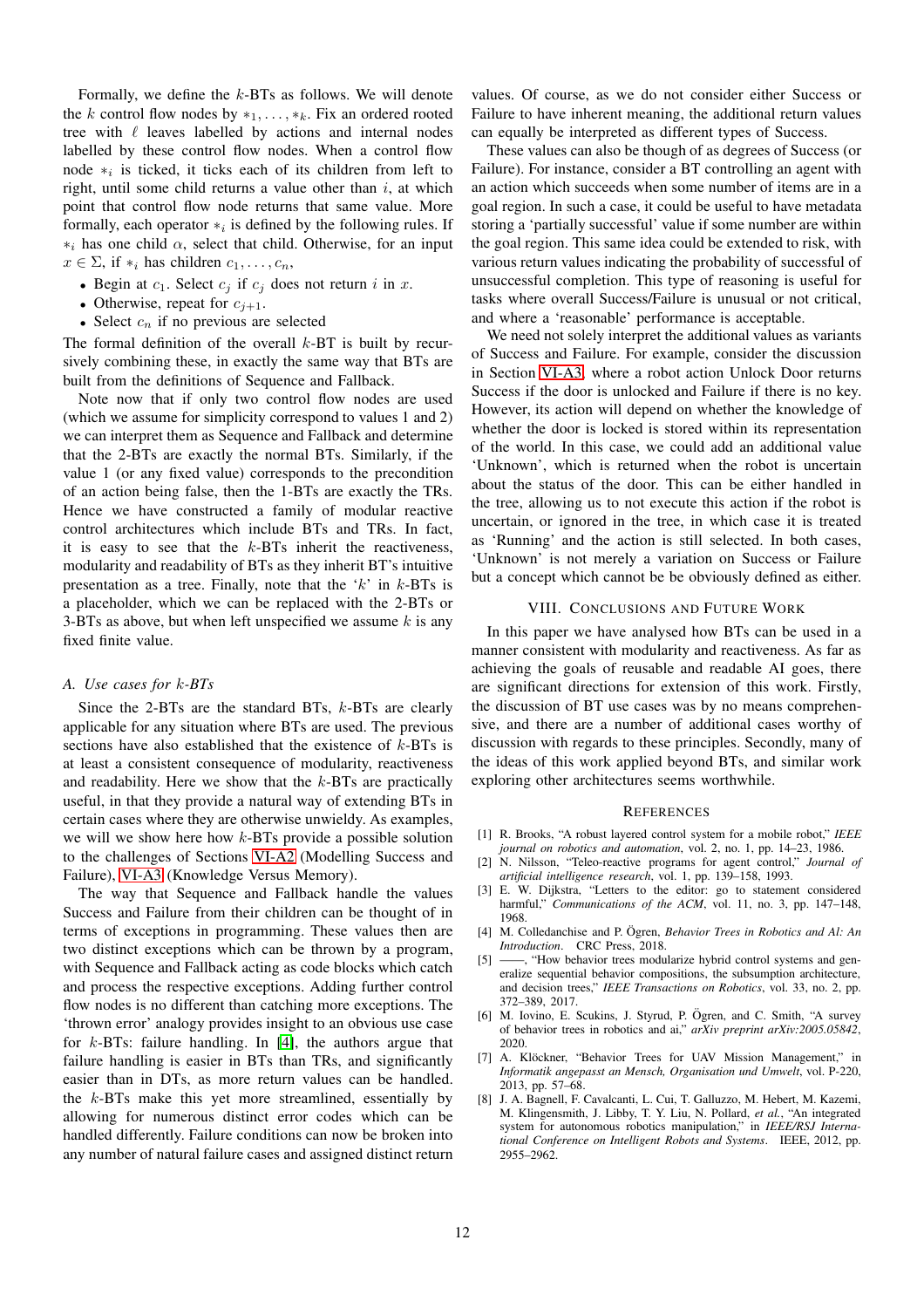Formally, we define the $k$-BTs as follows. We will denote the $k$ control flow nodes by $*_1, \dots, *_k$. Fix an ordered rooted tree with $\ell$ leaves labelled by actions and internal nodes labelled by these control flow nodes. When a control flow node $*_i$ is ticked, it ticks each of its children from left to right, until some child returns a value other than $i$, at which point that control flow node returns that same value. More formally, each operator $*_i$ is defined by the following rules. If $*_i$ has one child $\alpha$, select that child. Otherwise, for an input $x \in \Sigma$, if $*_i$ has children $c_1, \dots, c_n$,

- Begin at $c_1$. Select $c_j$ if $c_j$ does not return $i$ in $x$.
- Otherwise, repeat for $c_{j+1}$.
- Select $c_n$ if no previous are selected

The formal definition of the overall $k$-BT is built by recursively combining these, in exactly the same way that BTs are built from the definitions of Sequence and Fallback.

Note now that if only two control flow nodes are used (which we assume for simplicity correspond to values 1 and 2) we can interpret them as Sequence and Fallback and determine that the 2-BTs are exactly the normal BTs. Similarly, if the value 1 (or any fixed value) corresponds to the precondition of an action being false, then the 1-BTs are exactly the TRs. Hence we have constructed a family of modular reactive control architectures which include BTs and TRs. In fact, it is easy to see that the $k$-BTs inherit the reactiveness, modularity and readability of BTs as they inherit BT's intuitive presentation as a tree. Finally, note that the '$k$' in $k$-BTs is a placeholder, which we can be replaced with the 2-BTs or 3-BTs as above, but when left unspecified we assume $k$ is any fixed finite value.

### A. Use cases for $k$-BTs

Since the 2-BTs are the standard BTs, $k$-BTs are clearly applicable for any situation where BTs are used. The previous sections have also established that the existence of $k$-BTs is at least a consistent consequence of modularity, reactiveness and readability. Here we show that the $k$-BTs are practically useful, in that they provide a natural way of extending BTs in certain cases where they are otherwise unwieldy. As examples, we will we show here how $k$-BTs provide a possible solution to the challenges of Sections VI-A2 (Modelling Success and Failure), VI-A3 (Knowledge Versus Memory).

The way that Sequence and Fallback handle the values Success and Failure from their children can be thought of in terms of exceptions in programming. These values then are two distinct exceptions which can be thrown by a program, with Sequence and Fallback acting as code blocks which catch and process the respective exceptions. Adding further control flow nodes is no different than catching more exceptions. The 'thrown error' analogy provides insight to an obvious use case for $k$-BTs: failure handling. In [4], the authors argue that failure handling is easier in BTs than TRs, and significantly easier than in DTs, as more return values can be handled. the $k$-BTs make this yet more streamlined, essentially by allowing for numerous distinct error codes which can be handled differently. Failure conditions can now be broken into any number of natural failure cases and assigned distinct return values. Of course, as we do not consider either Success or Failure to have inherent meaning, the additional return values can equally be interpreted as different types of Success.

These values can also be though of as degrees of Success (or Failure). For instance, consider a BT controlling an agent with an action which succeeds when some number of items are in a goal region. In such a case, it could be useful to have metadata storing a 'partially successful' value if some number are within the goal region. This same idea could be extended to risk, with various return values indicating the probability of successful of unsuccessful completion. This type of reasoning is useful for tasks where overall Success/Failure is unusual or not critical, and where a 'reasonable' performance is acceptable.

We need not solely interpret the additional values as variants of Success and Failure. For example, consider the discussion in Section VI-A3, where a robot action Unlock Door returns Success if the door is unlocked and Failure if there is no key. However, its action will depend on whether the knowledge of whether the door is locked is stored within its representation of the world. In this case, we could add an additional value 'Unknown', which is returned when the robot is uncertain about the status of the door. This can be either handled in the tree, allowing us to not execute this action if the robot is uncertain, or ignored in the tree, in which case it is treated as 'Running' and the action is still selected. In both cases, 'Unknown' is not merely a variation on Success or Failure but a concept which cannot be be obviously defined as either.

## VIII. Conclusions and Future Work

In this paper we have analysed how BTs can be used in a manner consistent with modularity and reactiveness. As far as achieving the goals of reusable and readable AI goes, there are significant directions for extension of this work. Firstly, the discussion of BT use cases was by no means comprehensive, and there are a number of additional cases worthy of discussion with regards to these principles. Secondly, many of the ideas of this work applied beyond BTs, and similar work exploring other architectures seems worthwhile.

## References

[1] R. Brooks, "A robust layered control system for a mobile robot," *IEEE journal on robotics and automation*, vol. 2, no. 1, pp. 14–23, 1986.

[2] N. Nilsson, "Teleo-reactive programs for agent control," *Journal of artificial intelligence research*, vol. 1, pp. 139–158, 1993.

[3] E. W. Dijkstra, "Letters to the editor: go to statement considered harmful," *Communications of the ACM*, vol. 11, no. 3, pp. 147–148, 1968.

[4] M. Colledanchise and P. Ögren, *Behavior Trees in Robotics and Al: An Introduction*. CRC Press, 2018.

[5] ——, "How behavior trees modularize hybrid control systems and generalize sequential behavior compositions, the subsumption architecture, and decision trees," *IEEE Transactions on Robotics*, vol. 33, no. 2, pp. 372–389, 2017.

[6] M. Iovino, E. Scukins, J. Styrud, P. Ögren, and C. Smith, "A survey of behavior trees in robotics and ai," *arXiv preprint arXiv:2005.05842*, 2020.

[7] A. Klöckner, "Behavior Trees for UAV Mission Management," in *Informatik angepasst an Mensch, Organisation und Umwelt*, vol. P-220, 2013, pp. 57–68.

[8] J. A. Bagnell, F. Cavalcanti, L. Cui, T. Galluzzo, M. Hebert, M. Kazemi, M. Klingensmith, J. Libby, T. Y. Liu, N. Pollard, *et al.*, "An integrated system for autonomous robotics manipulation," in *IEEE/RSJ International Conference on Intelligent Robots and Systems*. IEEE, 2012, pp. 2955–2962.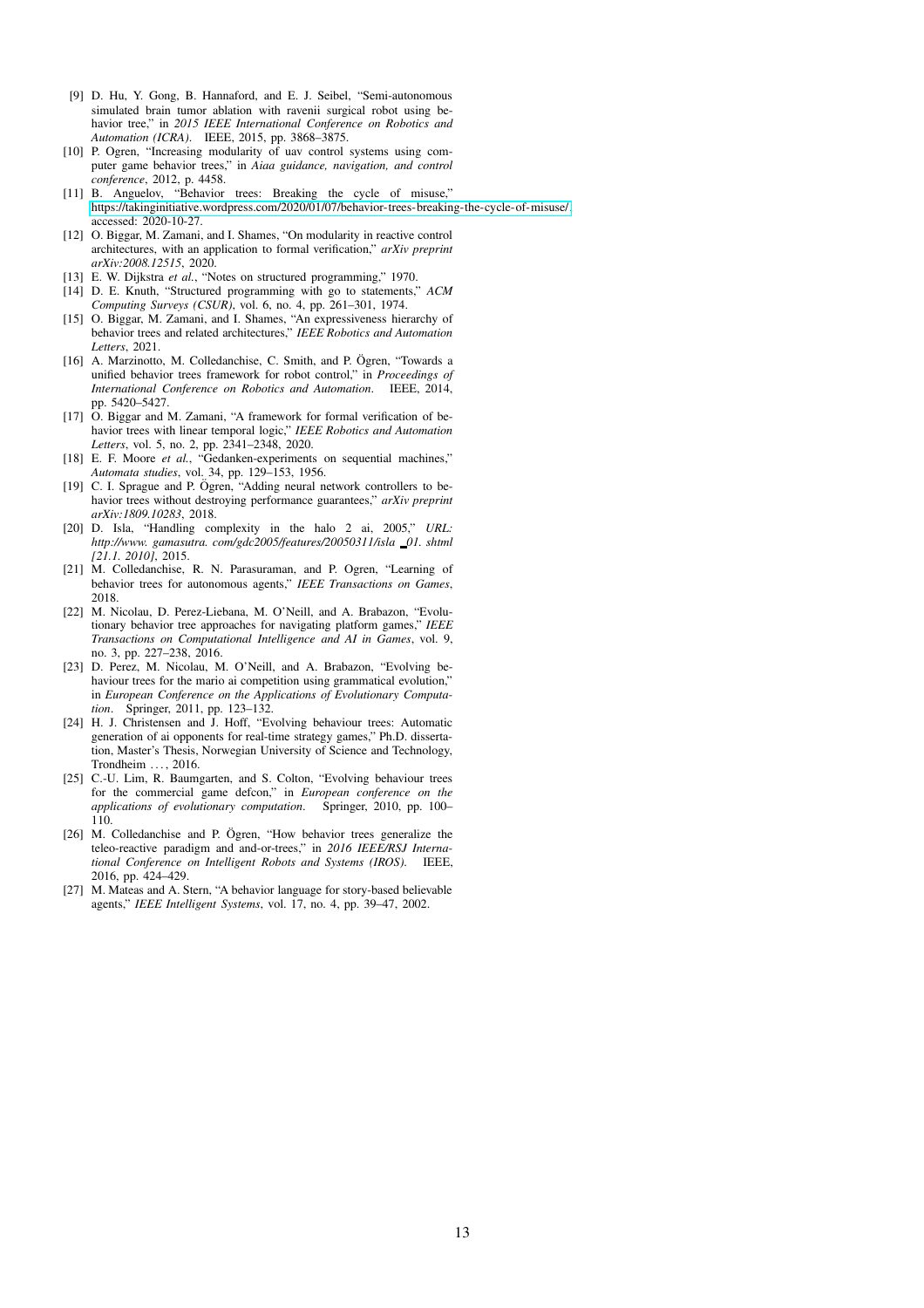[9] D. Hu, Y. Gong, B. Hannaford, and E. J. Seibel, "Semi-autonomous simulated brain tumor ablation with ravenii surgical robot using behavior tree," in *2015 IEEE International Conference on Robotics and Automation (ICRA)*. IEEE, 2015, pp. 3868–3875.

[10] P. Ogren, "Increasing modularity of uav control systems using computer game behavior trees," in *Aiaa guidance, navigation, and control conference*, 2012, p. 4458.

[11] B. Anguelov, "Behavior trees: Breaking the cycle of misuse," https://takinginitiative.wordpress.com/2020/01/07/behavior-trees-breaking-the-cycle-of-misuse/, accessed: 2020-10-27.

[12] O. Biggar, M. Zamani, and I. Shames, "On modularity in reactive control architectures, with an application to formal verification," *arXiv preprint arXiv:2008.12515*, 2020.

[13] E. W. Dijkstra *et al.*, "Notes on structured programming," 1970.

[14] D. E. Knuth, "Structured programming with go to statements," *ACM Computing Surveys (CSUR)*, vol. 6, no. 4, pp. 261–301, 1974.

[15] O. Biggar, M. Zamani, and I. Shames, "An expressiveness hierarchy of behavior trees and related architectures," *IEEE Robotics and Automation Letters*, 2021.

[16] A. Marzinotto, M. Colledanchise, C. Smith, and P. Ögren, "Towards a unified behavior trees framework for robot control," in *Proceedings of International Conference on Robotics and Automation*. IEEE, 2014, pp. 5420–5427.

[17] O. Biggar and M. Zamani, "A framework for formal verification of behavior trees with linear temporal logic," *IEEE Robotics and Automation Letters*, vol. 5, no. 2, pp. 2341–2348, 2020.

[18] E. F. Moore *et al.*, "Gedanken-experiments on sequential machines," *Automata studies*, vol. 34, pp. 129–153, 1956.

[19] C. I. Sprague and P. Ögren, "Adding neural network controllers to behavior trees without destroying performance guarantees," *arXiv preprint arXiv:1809.10283*, 2018.

[20] D. Isla, "Handling complexity in the halo 2 ai, 2005," *URL: http://www. gamasutra. com/gdc2005/features/20050311/isla _01. shtml [21.1. 2010]*, 2015.

[21] M. Colledanchise, R. N. Parasuraman, and P. Ogren, "Learning of behavior trees for autonomous agents," *IEEE Transactions on Games*, 2018.

[22] M. Nicolau, D. Perez-Liebana, M. O'Neill, and A. Brabazon, "Evolutionary behavior tree approaches for navigating platform games," *IEEE Transactions on Computational Intelligence and AI in Games*, vol. 9, no. 3, pp. 227–238, 2016.

[23] D. Perez, M. Nicolau, M. O'Neill, and A. Brabazon, "Evolving behaviour trees for the mario ai competition using grammatical evolution," in *European Conference on the Applications of Evolutionary Computation*. Springer, 2011, pp. 123–132.

[24] H. J. Christensen and J. Hoff, "Evolving behaviour trees: Automatic generation of ai opponents for real-time strategy games," Ph.D. dissertation, Master's Thesis, Norwegian University of Science and Technology, Trondheim . . . , 2016.

[25] C.-U. Lim, R. Baumgarten, and S. Colton, "Evolving behaviour trees for the commercial game defcon," in *European conference on the applications of evolutionary computation*. Springer, 2010, pp. 100–110.

[26] M. Colledanchise and P. Ögren, "How behavior trees generalize the teleo-reactive paradigm and and-or-trees," in *2016 IEEE/RSJ International Conference on Intelligent Robots and Systems (IROS)*. IEEE, 2016, pp. 424–429.

[27] M. Mateas and A. Stern, "A behavior language for story-based believable agents," *IEEE Intelligent Systems*, vol. 17, no. 4, pp. 39–47, 2002.